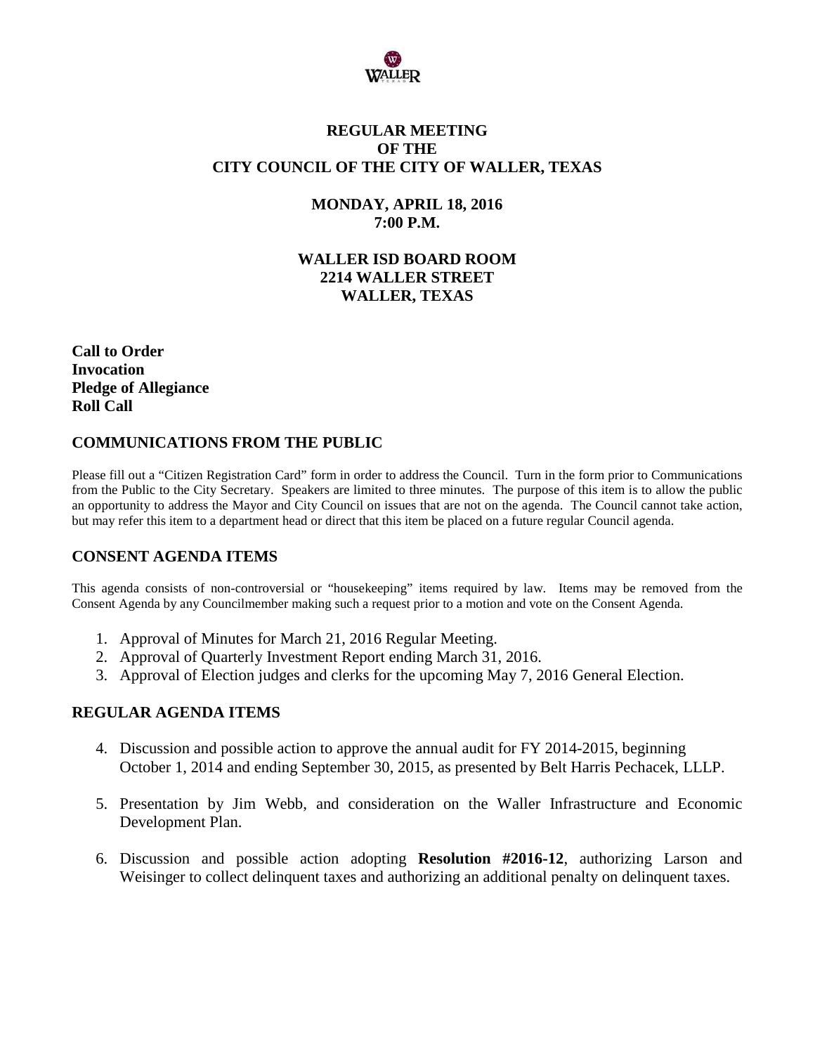# REGULAR MEETING
# OF THE
# CITY COUNCIL OF THE CITY OF WALLER, TEXAS

## MONDAY, APRIL 18, 2016
## 7:00 P.M.

## WALLER ISD BOARD ROOM
## 2214 WALLER STREET
## WALLER, TEXAS

**Call to Order**
**Invocation**
**Pledge of Allegiance**
**Roll Call**

## COMMUNICATIONS FROM THE PUBLIC

Please fill out a "Citizen Registration Card" form in order to address the Council. Turn in the form prior to Communications from the Public to the City Secretary. Speakers are limited to three minutes. The purpose of this item is to allow the public an opportunity to address the Mayor and City Council on issues that are not on the agenda. The Council cannot take action, but may refer this item to a department head or direct that this item be placed on a future regular Council agenda.

## CONSENT AGENDA ITEMS

This agenda consists of non-controversial or "housekeeping" items required by law. Items may be removed from the Consent Agenda by any Councilmember making such a request prior to a motion and vote on the Consent Agenda.

1. Approval of Minutes for March 21, 2016 Regular Meeting.
2. Approval of Quarterly Investment Report ending March 31, 2016.
3. Approval of Election judges and clerks for the upcoming May 7, 2016 General Election.

## REGULAR AGENDA ITEMS

4. Discussion and possible action to approve the annual audit for FY 2014-2015, beginning October 1, 2014 and ending September 30, 2015, as presented by Belt Harris Pechacek, LLLP.

5. Presentation by Jim Webb, and consideration on the Waller Infrastructure and Economic Development Plan.

6. Discussion and possible action adopting **Resolution #2016-12**, authorizing Larson and Weisinger to collect delinquent taxes and authorizing an additional penalty on delinquent taxes.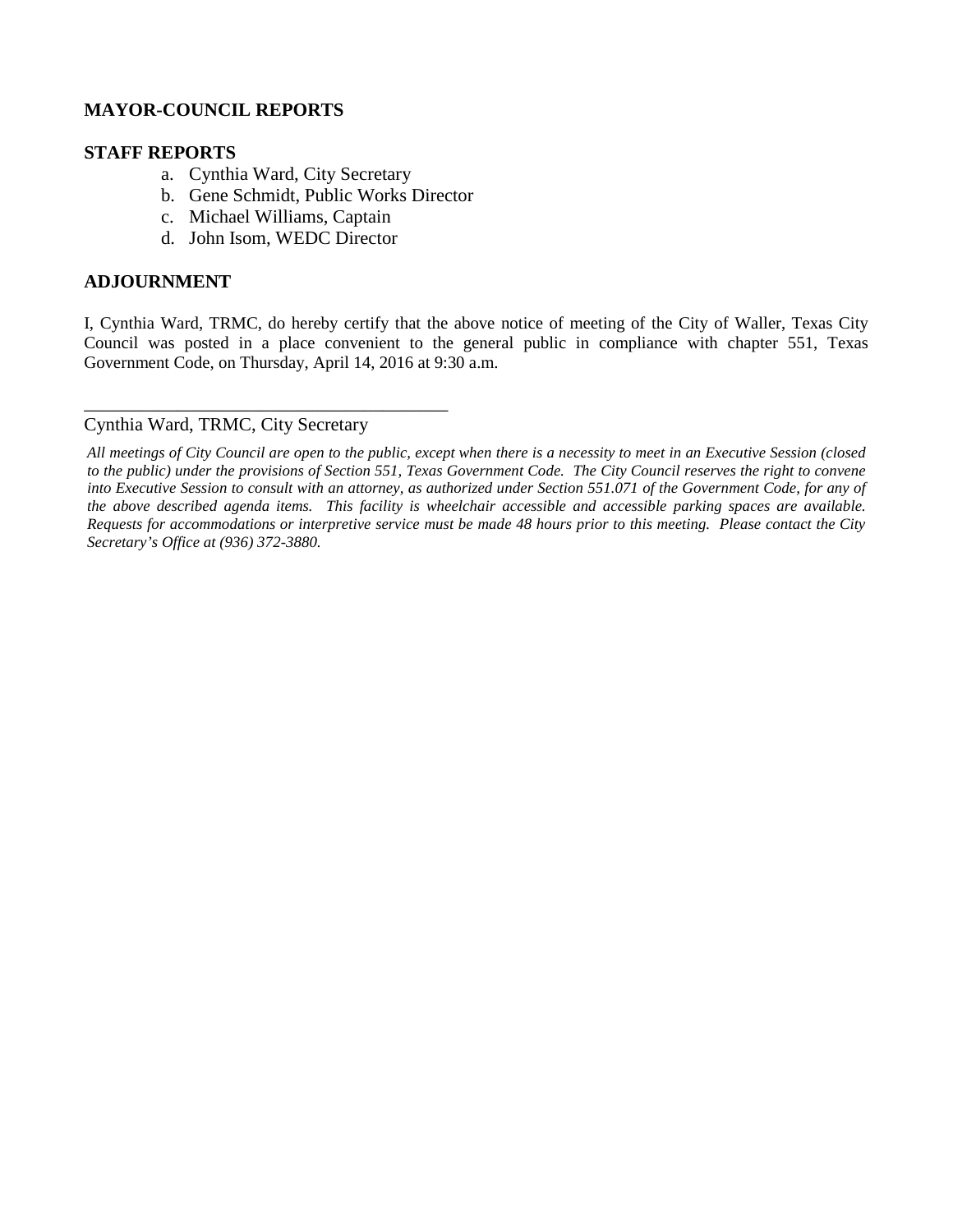**MAYOR-COUNCIL REPORTS**

**STAFF REPORTS**

a. Cynthia Ward, City Secretary
b. Gene Schmidt, Public Works Director
c. Michael Williams, Captain
d. John Isom, WEDC Director

**ADJOURNMENT**

I, Cynthia Ward, TRMC, do hereby certify that the above notice of meeting of the City of Waller, Texas City Council was posted in a place convenient to the general public in compliance with chapter 551, Texas Government Code, on Thursday, April 14, 2016 at 9:30 a.m.

________________________________________

Cynthia Ward, TRMC, City Secretary

*All meetings of City Council are open to the public, except when there is a necessity to meet in an Executive Session (closed to the public) under the provisions of Section 551, Texas Government Code. The City Council reserves the right to convene into Executive Session to consult with an attorney, as authorized under Section 551.071 of the Government Code, for any of the above described agenda items. This facility is wheelchair accessible and accessible parking spaces are available. Requests for accommodations or interpretive service must be made 48 hours prior to this meeting. Please contact the City Secretary's Office at (936) 372-3880.*